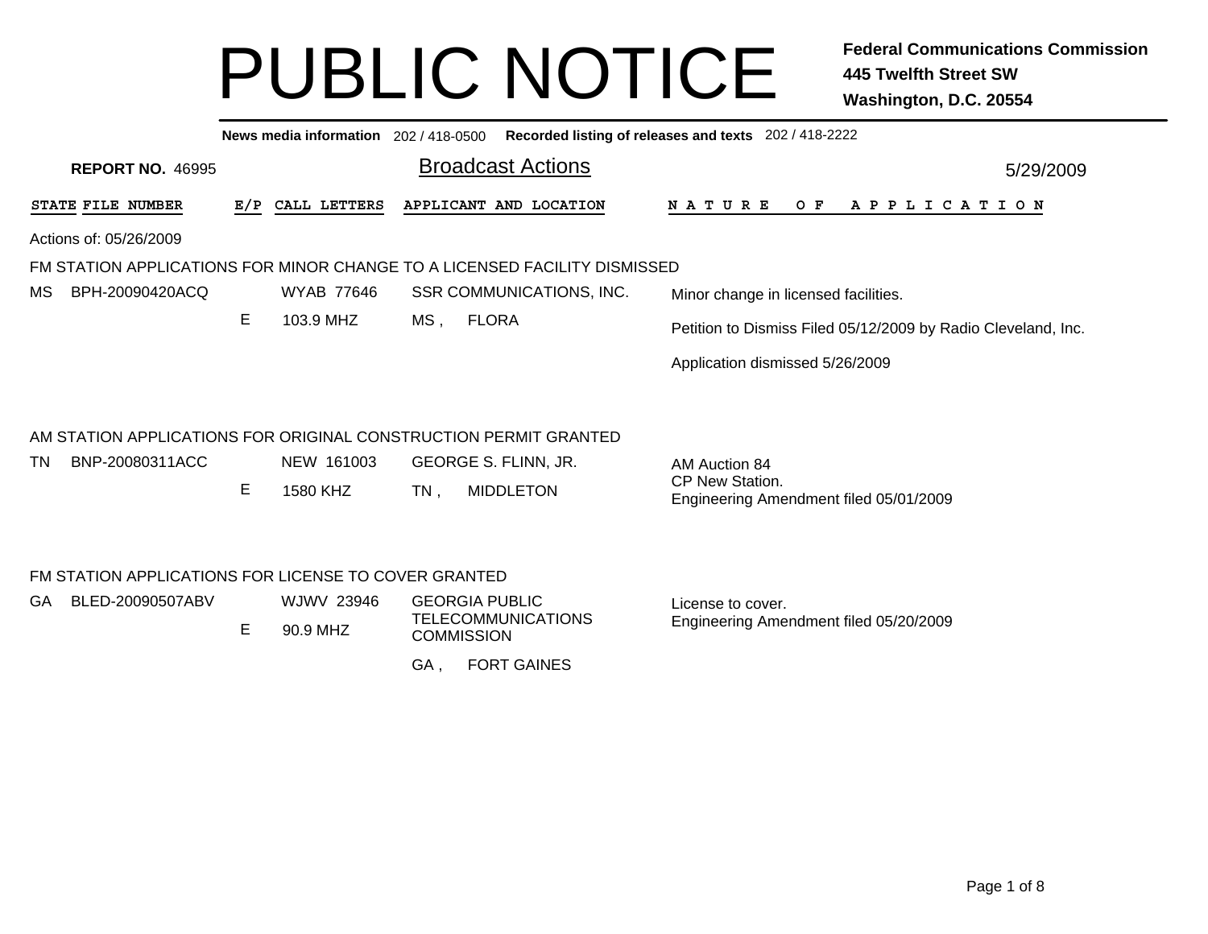# PUBLIC NOTICE

**Federal Communications Commission**
**445 Twelfth Street SW**
**Washington, D.C. 20554**

**News media information** 202 / 418-0500 **Recorded listing of releases and texts** 202 / 418-2222

**REPORT NO.** 46995

## Broadcast Actions

5/29/2009

| STATE | FILE NUMBER | E/P | CALL LETTERS | APPLICANT AND LOCATION | NATURE OF APPLICATION |
|---|---|---|---|---|---|

Actions of: 05/26/2009

### FM STATION APPLICATIONS FOR MINOR CHANGE TO A LICENSED FACILITY DISMISSED

| STATE | FILE NUMBER | E/P | CALL LETTERS | APPLICANT AND LOCATION | NATURE OF APPLICATION |
|---|---|---|---|---|---|
| MS | BPH-20090420ACQ | E | WYAB 77646<br>103.9 MHZ | SSR COMMUNICATIONS, INC.<br>MS , FLORA | Minor change in licensed facilities.<br>Petition to Dismiss Filed 05/12/2009 by Radio Cleveland, Inc.<br>Application dismissed 5/26/2009 |

### AM STATION APPLICATIONS FOR ORIGINAL CONSTRUCTION PERMIT GRANTED

| STATE | FILE NUMBER | E/P | CALL LETTERS | APPLICANT AND LOCATION | NATURE OF APPLICATION |
|---|---|---|---|---|---|
| TN | BNP-20080311ACC | E | NEW 161003<br>1580 KHZ | GEORGE S. FLINN, JR.<br>TN , MIDDLETON | AM Auction 84<br>CP New Station.<br>Engineering Amendment filed 05/01/2009 |

### FM STATION APPLICATIONS FOR LICENSE TO COVER GRANTED

| STATE | FILE NUMBER | E/P | CALL LETTERS | APPLICANT AND LOCATION | NATURE OF APPLICATION |
|---|---|---|---|---|---|
| GA | BLED-20090507ABV | E | WJWV 23946<br>90.9 MHZ | GEORGIA PUBLIC TELECOMMUNICATIONS COMMISSION<br>GA , FORT GAINES | License to cover.<br>Engineering Amendment filed 05/20/2009 |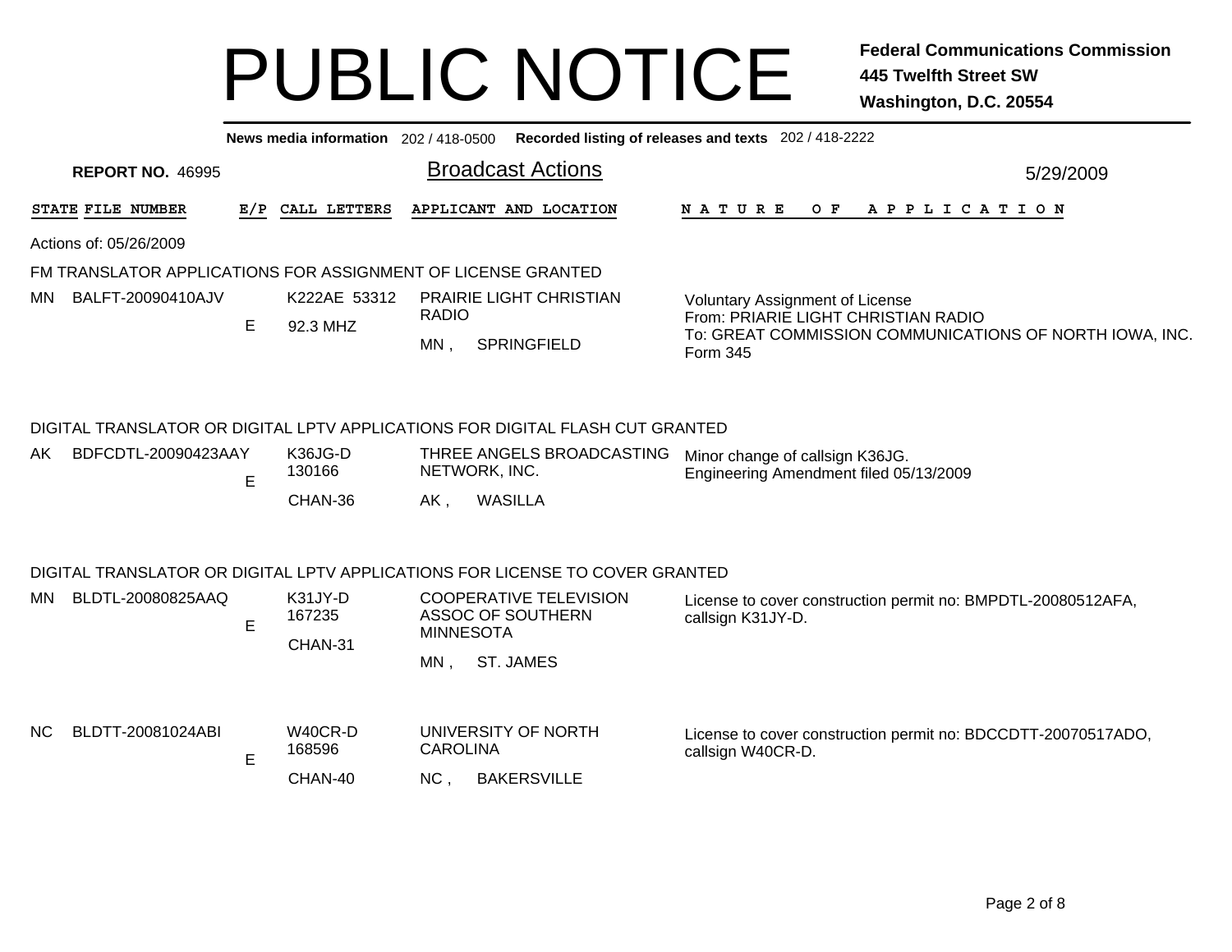# PUBLIC NOTICE

**Federal Communications Commission**
**445 Twelfth Street SW**
**Washington, D.C. 20554**

**News media information** 202 / 418-0500 **Recorded listing of releases and texts** 202 / 418-2222

**REPORT NO.** 46995

## Broadcast Actions

5/29/2009

| STATE | FILE NUMBER | E/P | CALL LETTERS | APPLICANT AND LOCATION | NATURE OF APPLICATION |
|---|---|---|---|---|---|

Actions of: 05/26/2009

### FM TRANSLATOR APPLICATIONS FOR ASSIGNMENT OF LICENSE GRANTED

| STATE | FILE NUMBER | E/P | CALL LETTERS | APPLICANT AND LOCATION | NATURE OF APPLICATION |
|---|---|---|---|---|---|
| MN | BALFT-20090410AJV | E | K222AE 53312<br>92.3 MHZ | PRAIRIE LIGHT CHRISTIAN RADIO<br>MN , SPRINGFIELD | Voluntary Assignment of License<br>From: PRIARIE LIGHT CHRISTIAN RADIO<br>To: GREAT COMMISSION COMMUNICATIONS OF NORTH IOWA, INC.<br>Form 345 |

### DIGITAL TRANSLATOR OR DIGITAL LPTV APPLICATIONS FOR DIGITAL FLASH CUT GRANTED

| STATE | FILE NUMBER | E/P | CALL LETTERS | APPLICANT AND LOCATION | NATURE OF APPLICATION |
|---|---|---|---|---|---|
| AK | BDFCDTL-20090423AAY | E | K36JG-D<br>130166<br>CHAN-36 | THREE ANGELS BROADCASTING NETWORK, INC.<br>AK , WASILLA | Minor change of callsign K36JG.<br>Engineering Amendment filed 05/13/2009 |

### DIGITAL TRANSLATOR OR DIGITAL LPTV APPLICATIONS FOR LICENSE TO COVER GRANTED

| STATE | FILE NUMBER | E/P | CALL LETTERS | APPLICANT AND LOCATION | NATURE OF APPLICATION |
|---|---|---|---|---|---|
| MN | BLDTL-20080825AAQ | E | K31JY-D<br>167235<br>CHAN-31 | COOPERATIVE TELEVISION ASSOC OF SOUTHERN MINNESOTA<br>MN , ST. JAMES | License to cover construction permit no: BMPDTL-20080512AFA, callsign K31JY-D. |
| NC | BLDTT-20081024ABI | E | W40CR-D<br>168596<br>CHAN-40 | UNIVERSITY OF NORTH CAROLINA<br>NC , BAKERSVILLE | License to cover construction permit no: BDCCDTT-20070517ADO, callsign W40CR-D. |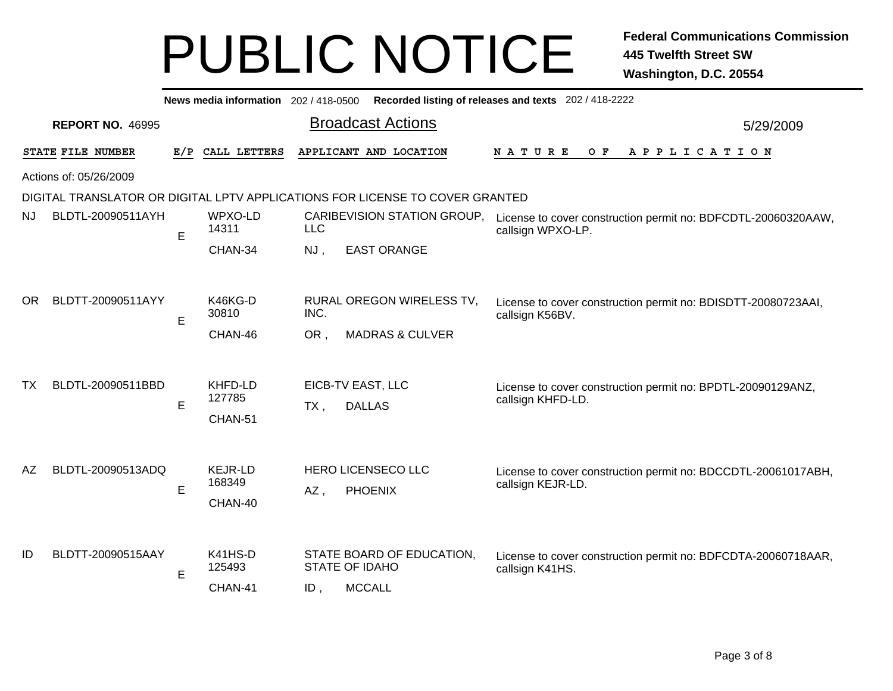# PUBLIC NOTICE

**Federal Communications Commission**
**445 Twelfth Street SW**
**Washington, D.C. 20554**

**News media information** 202 / 418-0500 **Recorded listing of releases and texts** 202 / 418-2222

**REPORT NO.** 46995

## Broadcast Actions

5/29/2009

Actions of: 05/26/2009

DIGITAL TRANSLATOR OR DIGITAL LPTV APPLICATIONS FOR LICENSE TO COVER GRANTED

| STATE | FILE NUMBER | E/P | CALL LETTERS | APPLICANT AND LOCATION | NATURE OF APPLICATION |
|---|---|---|---|---|---|
| NJ | BLDTL-20090511AYH | E | WPXO-LD 14311 CHAN-34 | CARIBEVISION STATION GROUP, LLC NJ , EAST ORANGE | License to cover construction permit no: BDFCDTL-20060320AAW, callsign WPXO-LP. |
| OR | BLDTT-20090511AYY | E | K46KG-D 30810 CHAN-46 | RURAL OREGON WIRELESS TV, INC. OR , MADRAS & CULVER | License to cover construction permit no: BDISDTT-20080723AAI, callsign K56BV. |
| TX | BLDTL-20090511BBD | E | KHFD-LD 127785 CHAN-51 | EICB-TV EAST, LLC TX , DALLAS | License to cover construction permit no: BPDTL-20090129ANZ, callsign KHFD-LD. |
| AZ | BLDTL-20090513ADQ | E | KEJR-LD 168349 CHAN-40 | HERO LICENSECO LLC AZ , PHOENIX | License to cover construction permit no: BDCCDTL-20061017ABH, callsign KEJR-LD. |
| ID | BLDTT-20090515AAY | E | K41HS-D 125493 CHAN-41 | STATE BOARD OF EDUCATION, STATE OF IDAHO ID , MCCALL | License to cover construction permit no: BDFCDTA-20060718AAR, callsign K41HS. |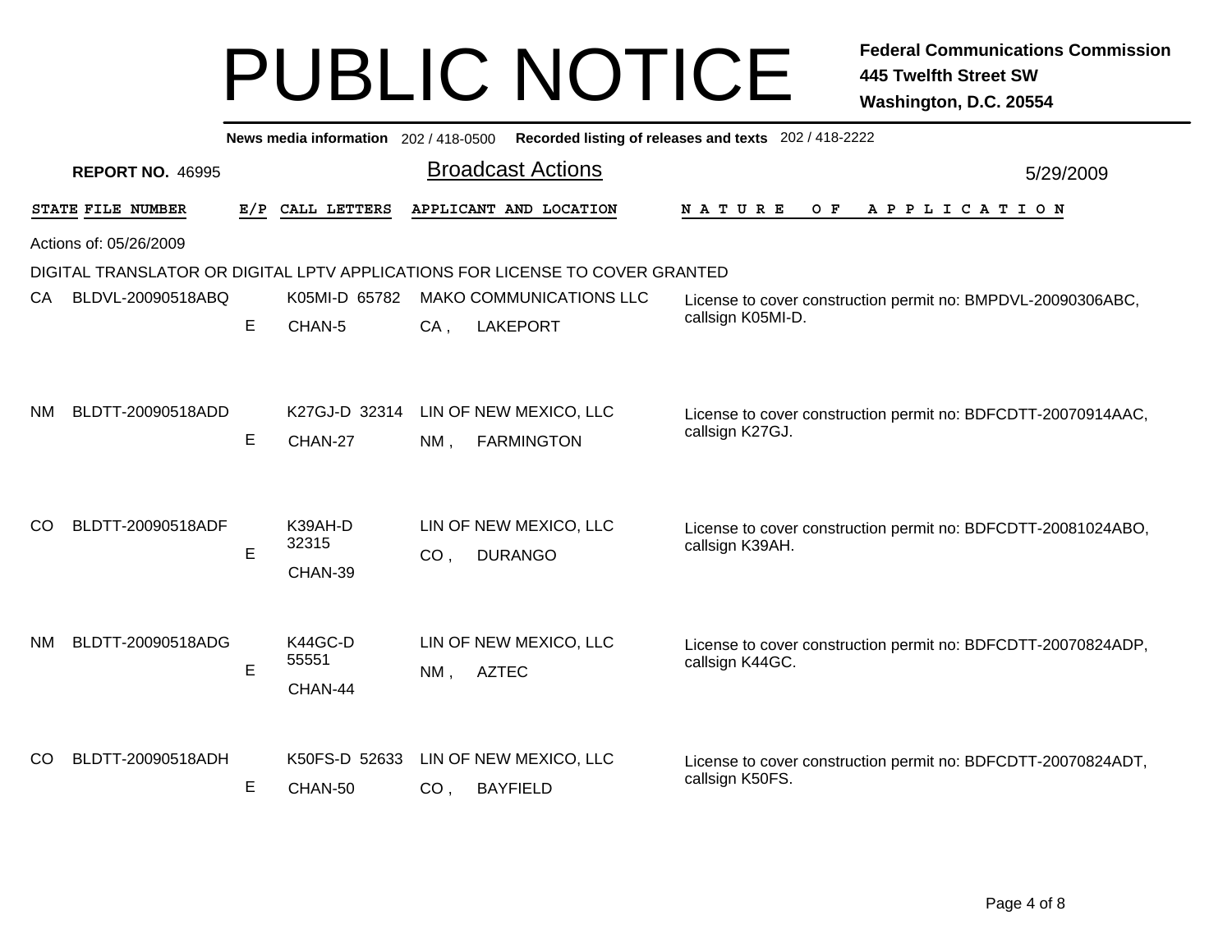# PUBLIC NOTICE

**Federal Communications Commission**
**445 Twelfth Street SW**
**Washington, D.C. 20554**

**News media information** 202 / 418-0500 **Recorded listing of releases and texts** 202 / 418-2222

**REPORT NO.** 46995

## Broadcast Actions

5/29/2009

Actions of: 05/26/2009

DIGITAL TRANSLATOR OR DIGITAL LPTV APPLICATIONS FOR LICENSE TO COVER GRANTED

| STATE | FILE NUMBER | E/P | CALL LETTERS | APPLICANT AND LOCATION | NATURE OF APPLICATION |
|---|---|---|---|---|---|
| CA | BLDVL-20090518ABQ | E | K05MI-D 65782 CHAN-5 | MAKO COMMUNICATIONS LLC CA , LAKEPORT | License to cover construction permit no: BMPDVL-20090306ABC, callsign K05MI-D. |
| NM | BLDTT-20090518ADD | E | K27GJ-D 32314 CHAN-27 | LIN OF NEW MEXICO, LLC NM , FARMINGTON | License to cover construction permit no: BDFCDTT-20070914AAC, callsign K27GJ. |
| CO | BLDTT-20090518ADF | E | K39AH-D 32315 CHAN-39 | LIN OF NEW MEXICO, LLC CO , DURANGO | License to cover construction permit no: BDFCDTT-20081024ABO, callsign K39AH. |
| NM | BLDTT-20090518ADG | E | K44GC-D 55551 CHAN-44 | LIN OF NEW MEXICO, LLC NM , AZTEC | License to cover construction permit no: BDFCDTT-20070824ADP, callsign K44GC. |
| CO | BLDTT-20090518ADH | E | K50FS-D 52633 CHAN-50 | LIN OF NEW MEXICO, LLC CO , BAYFIELD | License to cover construction permit no: BDFCDTT-20070824ADT, callsign K50FS. |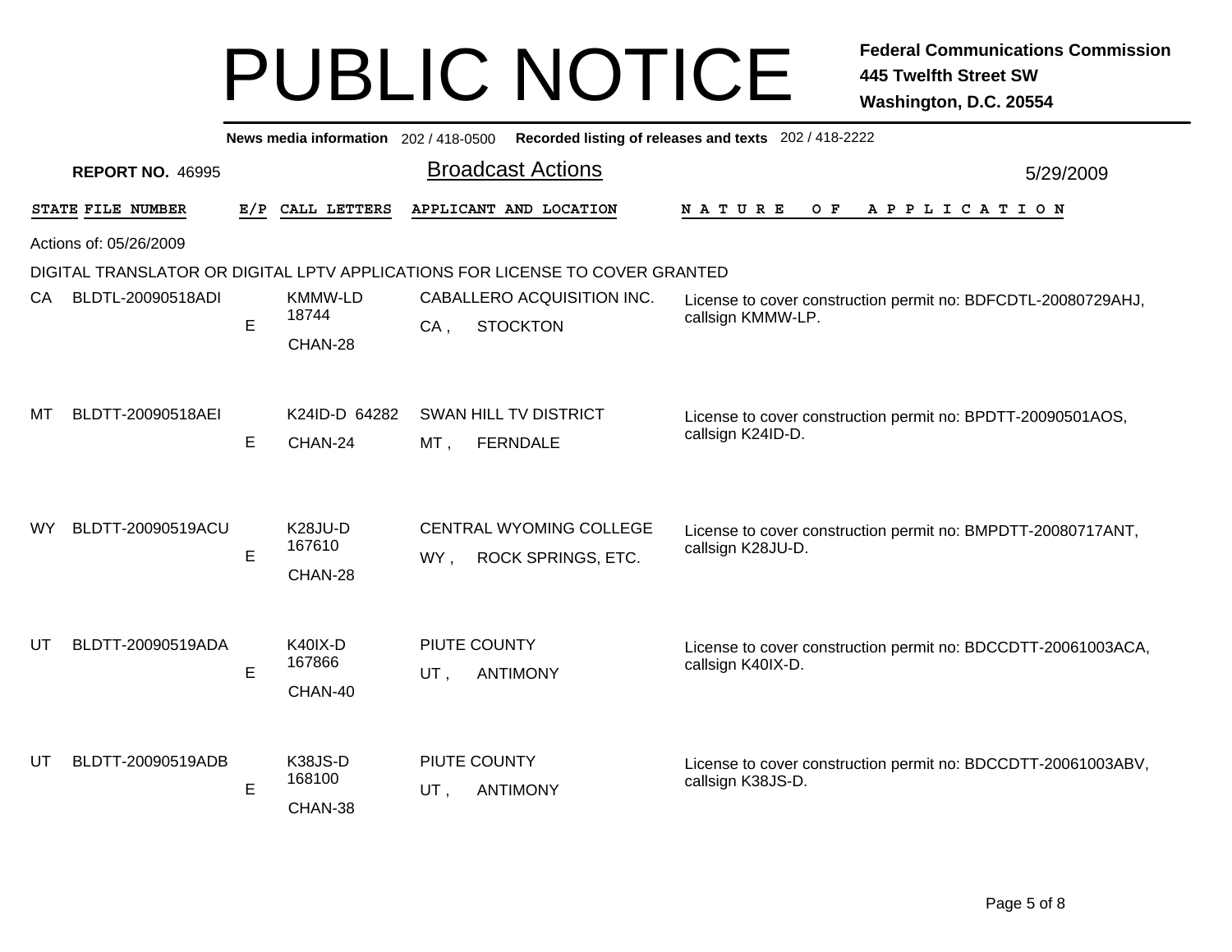# PUBLIC NOTICE

**Federal Communications Commission**
**445 Twelfth Street SW**
**Washington, D.C. 20554**

**News media information** 202 / 418-0500 **Recorded listing of releases and texts** 202 / 418-2222

**REPORT NO.** 46995

## Broadcast Actions

5/29/2009

Actions of: 05/26/2009

DIGITAL TRANSLATOR OR DIGITAL LPTV APPLICATIONS FOR LICENSE TO COVER GRANTED

| STATE | FILE NUMBER | E/P | CALL LETTERS | APPLICANT AND LOCATION | NATURE OF APPLICATION |
|---|---|---|---|---|---|
| CA | BLDTL-20090518ADI | E | KMMW-LD 18744 CHAN-28 | CABALLERO ACQUISITION INC. CA , STOCKTON | License to cover construction permit no: BDFCDTL-20080729AHJ, callsign KMMW-LP. |
| MT | BLDTT-20090518AEI | E | K24ID-D 64282 CHAN-24 | SWAN HILL TV DISTRICT MT , FERNDALE | License to cover construction permit no: BPDTT-20090501AOS, callsign K24ID-D. |
| WY | BLDTT-20090519ACU | E | K28JU-D 167610 CHAN-28 | CENTRAL WYOMING COLLEGE WY , ROCK SPRINGS, ETC. | License to cover construction permit no: BMPDTT-20080717ANT, callsign K28JU-D. |
| UT | BLDTT-20090519ADA | E | K40IX-D 167866 CHAN-40 | PIUTE COUNTY UT , ANTIMONY | License to cover construction permit no: BDCCDTT-20061003ACA, callsign K40IX-D. |
| UT | BLDTT-20090519ADB | E | K38JS-D 168100 CHAN-38 | PIUTE COUNTY UT , ANTIMONY | License to cover construction permit no: BDCCDTT-20061003ABV, callsign K38JS-D. |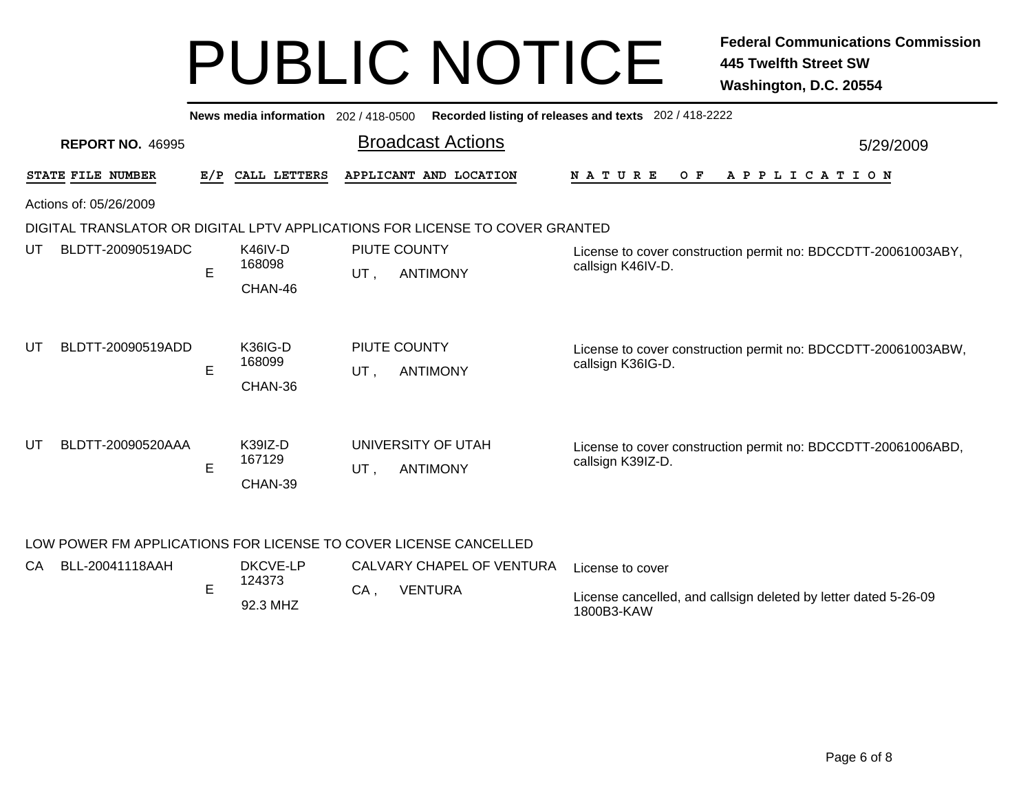# PUBLIC NOTICE

**Federal Communications Commission**
**445 Twelfth Street SW**
**Washington, D.C. 20554**

**News media information** 202 / 418-0500 **Recorded listing of releases and texts** 202 / 418-2222

**REPORT NO.** 46995

## Broadcast Actions

5/29/2009

Actions of: 05/26/2009

### DIGITAL TRANSLATOR OR DIGITAL LPTV APPLICATIONS FOR LICENSE TO COVER GRANTED

| STATE | FILE NUMBER | E/P | CALL LETTERS | APPLICANT AND LOCATION | NATURE OF APPLICATION |
|---|---|---|---|---|---|
| UT | BLDTT-20090519ADC | E | K46IV-D 168098 CHAN-46 | PIUTE COUNTY UT , ANTIMONY | License to cover construction permit no: BDCCDTT-20061003ABY, callsign K46IV-D. |
| UT | BLDTT-20090519ADD | E | K36IG-D 168099 CHAN-36 | PIUTE COUNTY UT , ANTIMONY | License to cover construction permit no: BDCCDTT-20061003ABW, callsign K36IG-D. |
| UT | BLDTT-20090520AAA | E | K39IZ-D 167129 CHAN-39 | UNIVERSITY OF UTAH UT , ANTIMONY | License to cover construction permit no: BDCCDTT-20061006ABD, callsign K39IZ-D. |

### LOW POWER FM APPLICATIONS FOR LICENSE TO COVER LICENSE CANCELLED

| STATE | FILE NUMBER | E/P | CALL LETTERS | APPLICANT AND LOCATION | NATURE OF APPLICATION |
|---|---|---|---|---|---|
| CA | BLL-20041118AAH | E | DKCVE-LP 124373 92.3 MHZ | CALVARY CHAPEL OF VENTURA CA , VENTURA | License to cover<br>License cancelled, and callsign deleted by letter dated 5-26-09 1800B3-KAW |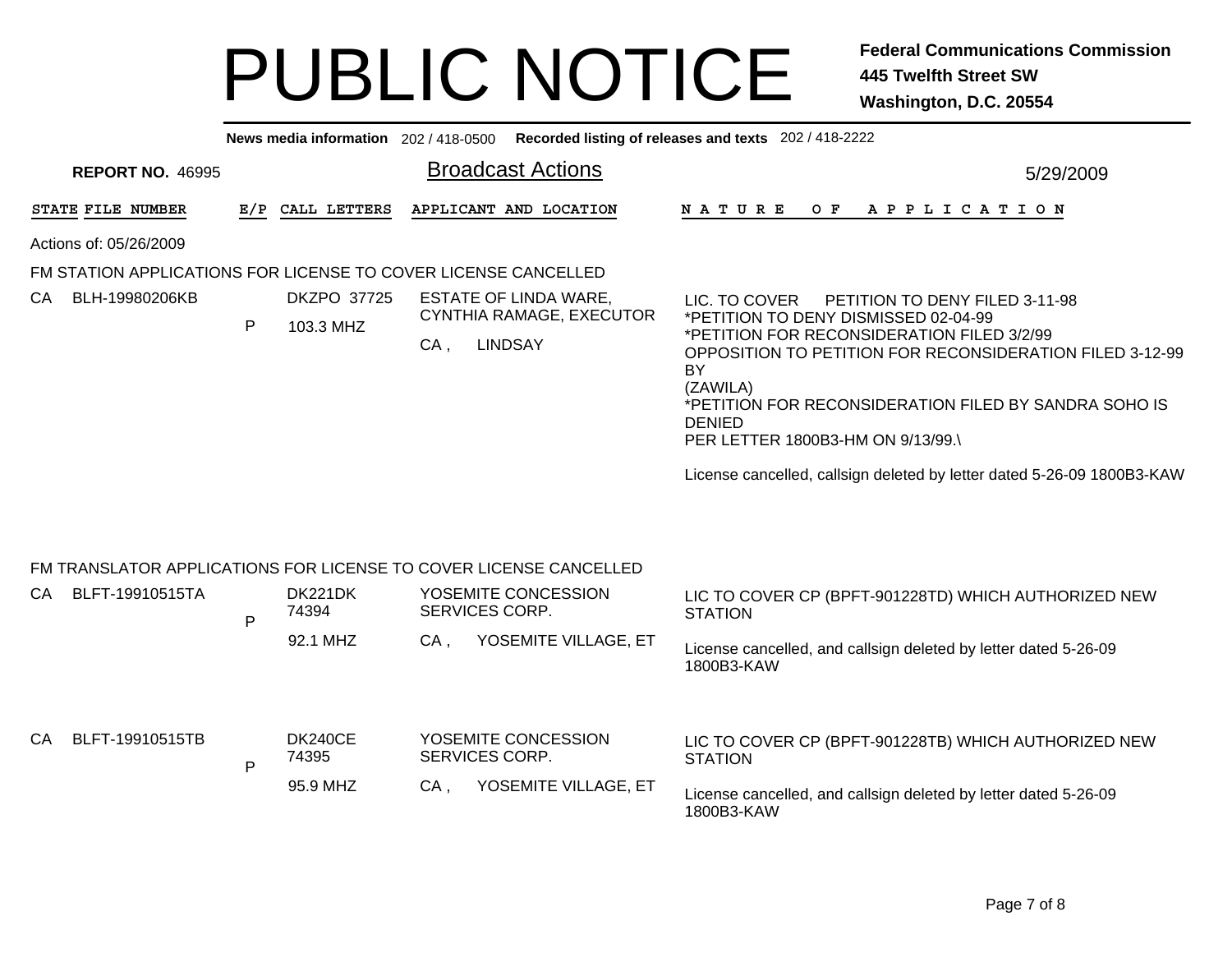# PUBLIC NOTICE

**Federal Communications Commission**
**445 Twelfth Street SW**
**Washington, D.C. 20554**

**News media information** 202 / 418-0500 **Recorded listing of releases and texts** 202 / 418-2222

**REPORT NO.** 46995

## Broadcast Actions

5/29/2009

| STATE | FILE NUMBER | E/P | CALL LETTERS | APPLICANT AND LOCATION | NATURE OF APPLICATION |
|---|---|---|---|---|---|

Actions of: 05/26/2009

### FM STATION APPLICATIONS FOR LICENSE TO COVER LICENSE CANCELLED

| STATE | FILE NUMBER | E/P | CALL LETTERS | APPLICANT AND LOCATION | NATURE OF APPLICATION |
|---|---|---|---|---|---|
| CA | BLH-19980206KB | P | DKZPO 37725<br>103.3 MHZ | ESTATE OF LINDA WARE, CYNTHIA RAMAGE, EXECUTOR<br>CA , LINDSAY | LIC. TO COVER PETITION TO DENY FILED 3-11-98<br>*PETITION TO DENY DISMISSED 02-04-99<br>*PETITION FOR RECONSIDERATION FILED 3/2/99<br>OPPOSITION TO PETITION FOR RECONSIDERATION FILED 3-12-99 BY<br>(ZAWILA)<br>*PETITION FOR RECONSIDERATION FILED BY SANDRA SOHO IS DENIED<br>PER LETTER 1800B3-HM ON 9/13/99.\<br><br>License cancelled, callsign deleted by letter dated 5-26-09 1800B3-KAW |

### FM TRANSLATOR APPLICATIONS FOR LICENSE TO COVER LICENSE CANCELLED

| STATE | FILE NUMBER | E/P | CALL LETTERS | APPLICANT AND LOCATION | NATURE OF APPLICATION |
|---|---|---|---|---|---|
| CA | BLFT-19910515TA | P | DK221DK 74394<br>92.1 MHZ | YOSEMITE CONCESSION SERVICES CORP.<br>CA , YOSEMITE VILLAGE, ET | LIC TO COVER CP (BPFT-901228TD) WHICH AUTHORIZED NEW STATION<br><br>License cancelled, and callsign deleted by letter dated 5-26-09 1800B3-KAW |
| CA | BLFT-19910515TB | P | DK240CE 74395<br>95.9 MHZ | YOSEMITE CONCESSION SERVICES CORP.<br>CA , YOSEMITE VILLAGE, ET | LIC TO COVER CP (BPFT-901228TB) WHICH AUTHORIZED NEW STATION<br><br>License cancelled, and callsign deleted by letter dated 5-26-09 1800B3-KAW |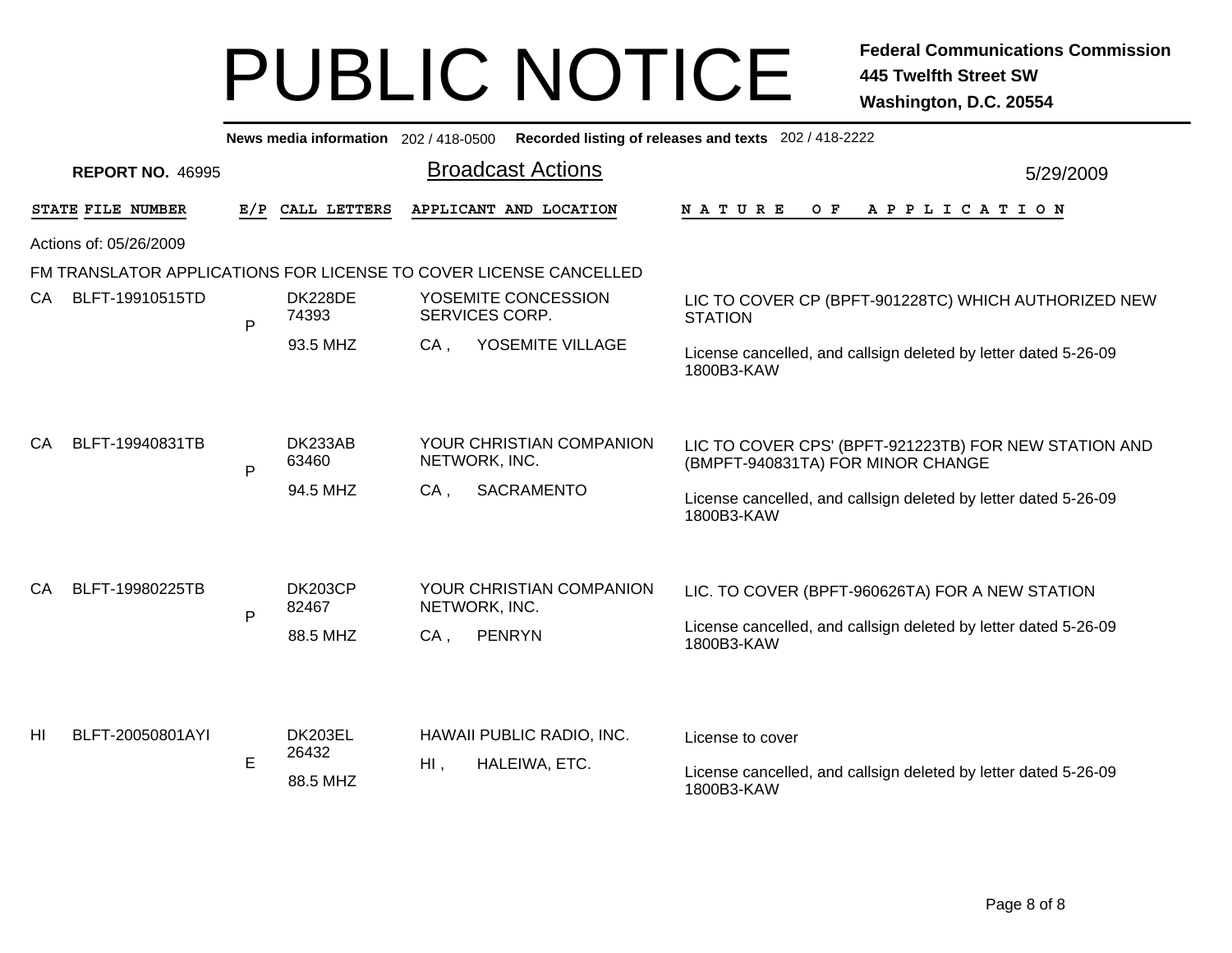# PUBLIC NOTICE

**Federal Communications Commission**
**445 Twelfth Street SW**
**Washington, D.C. 20554**

**News media information** 202 / 418-0500 **Recorded listing of releases and texts** 202 / 418-2222

**REPORT NO.** 46995

## Broadcast Actions

5/29/2009

Actions of: 05/26/2009

FM TRANSLATOR APPLICATIONS FOR LICENSE TO COVER LICENSE CANCELLED

| STATE | FILE NUMBER | E/P | CALL LETTERS | APPLICANT AND LOCATION | NATURE OF APPLICATION |
|---|---|---|---|---|---|
| CA | BLFT-19910515TD | P | DK228DE<br>74393<br>93.5 MHZ | YOSEMITE CONCESSION SERVICES CORP.<br>CA , YOSEMITE VILLAGE | LIC TO COVER CP (BPFT-901228TC) WHICH AUTHORIZED NEW STATION<br><br>License cancelled, and callsign deleted by letter dated 5-26-09 1800B3-KAW |
| CA | BLFT-19940831TB | P | DK233AB<br>63460<br>94.5 MHZ | YOUR CHRISTIAN COMPANION NETWORK, INC.<br>CA , SACRAMENTO | LIC TO COVER CPS' (BPFT-921223TB) FOR NEW STATION AND (BMPFT-940831TA) FOR MINOR CHANGE<br><br>License cancelled, and callsign deleted by letter dated 5-26-09 1800B3-KAW |
| CA | BLFT-19980225TB | P | DK203CP<br>82467<br>88.5 MHZ | YOUR CHRISTIAN COMPANION NETWORK, INC.<br>CA , PENRYN | LIC. TO COVER (BPFT-960626TA) FOR A NEW STATION<br><br>License cancelled, and callsign deleted by letter dated 5-26-09 1800B3-KAW |
| HI | BLFT-20050801AYI | E | DK203EL<br>26432<br>88.5 MHZ | HAWAII PUBLIC RADIO, INC.<br>HI , HALEIWA, ETC. | License to cover<br><br>License cancelled, and callsign deleted by letter dated 5-26-09 1800B3-KAW |